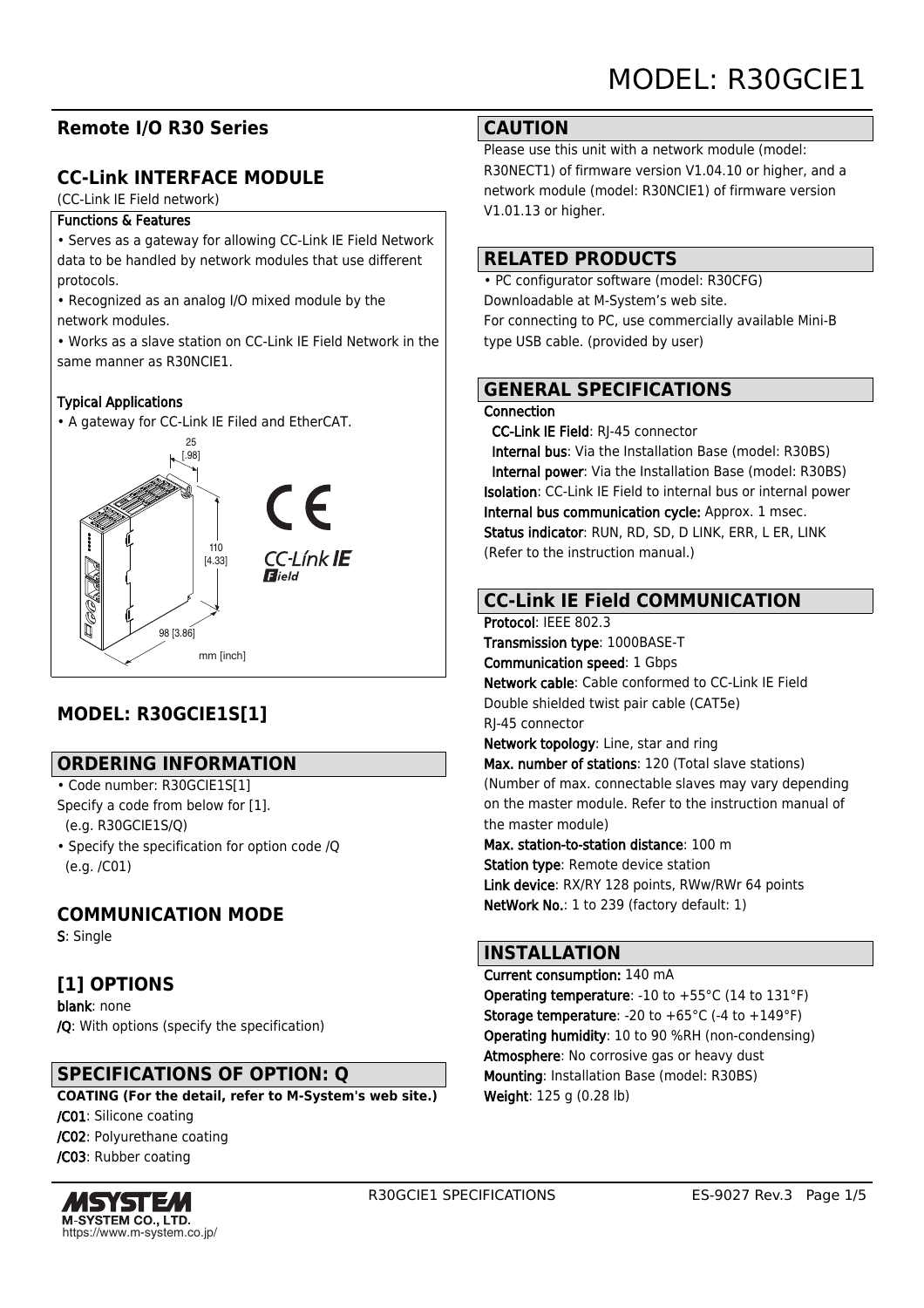# MODEL: R30GCIE1

## Remote I/O R30 Series

## CC-Link INTERFACE MODULE

(CC-Link IE Field network)

**Functions & Features**

• Serves as a gateway for allowing CC-Link IE Field Network data to be handled by network modules that use different protocols.

• Recognized as an analog I/O mixed module by the network modules.

• Works as a slave station on CC-Link IE Field Network in the same manner as R30NCIE1.

**Typical Applications**

• A gateway for CC-Link IE Filed and EtherCAT.

25
[.98]
110
[4.33]
98 [3.86]
mm [inch]

CE
CC-Link IE Field

## MODEL: R30GCIE1S[1]

## ORDERING INFORMATION

• Code number: R30GCIE1S[1]
Specify a code from below for [1].
(e.g. R30GCIE1S/Q)

• Specify the specification for option code /Q
(e.g. /C01)

## COMMUNICATION MODE

**S**: Single

## [1] OPTIONS

**blank**: none
**/Q**: With options (specify the specification)

## SPECIFICATIONS OF OPTION: Q

**COATING (For the detail, refer to M-System's web site.)**

**/C01**: Silicone coating
**/C02**: Polyurethane coating
**/C03**: Rubber coating

## CAUTION

Please use this unit with a network module (model: R30NECT1) of firmware version V1.04.10 or higher, and a network module (model: R30NCIE1) of firmware version V1.01.13 or higher.

## RELATED PRODUCTS

• PC configurator software (model: R30CFG)
Downloadable at M-System's web site.
For connecting to PC, use commercially available Mini-B type USB cable. (provided by user)

## GENERAL SPECIFICATIONS

**Connection**
**CC-Link IE Field**: RJ-45 connector
**Internal bus**: Via the Installation Base (model: R30BS)
**Internal power**: Via the Installation Base (model: R30BS)
**Isolation**: CC-Link IE Field to internal bus or internal power
**Internal bus communication cycle:** Approx. 1 msec.
**Status indicator**: RUN, RD, SD, D LINK, ERR, L ER, LINK (Refer to the instruction manual.)

## CC-Link IE Field COMMUNICATION

**Protocol**: IEEE 802.3
**Transmission type**: 1000BASE-T
**Communication speed**: 1 Gbps
**Network cable**: Cable conformed to CC-Link IE Field Double shielded twist pair cable (CAT5e)
RJ-45 connector
**Network topology**: Line, star and ring
**Max. number of stations**: 120 (Total slave stations) (Number of max. connectable slaves may vary depending on the master module. Refer to the instruction manual of the master module)
**Max. station-to-station distance**: 100 m
**Station type**: Remote device station
**Link device**: RX/RY 128 points, RWw/RWr 64 points
**NetWork No.**: 1 to 239 (factory default: 1)

## INSTALLATION

**Current consumption:** 140 mA
**Operating temperature**: -10 to +55°C (14 to 131°F)
**Storage temperature**: -20 to +65°C (-4 to +149°F)
**Operating humidity**: 10 to 90 %RH (non-condensing)
**Atmosphere**: No corrosive gas or heavy dust
**Mounting**: Installation Base (model: R30BS)
**Weight**: 125 g (0.28 lb)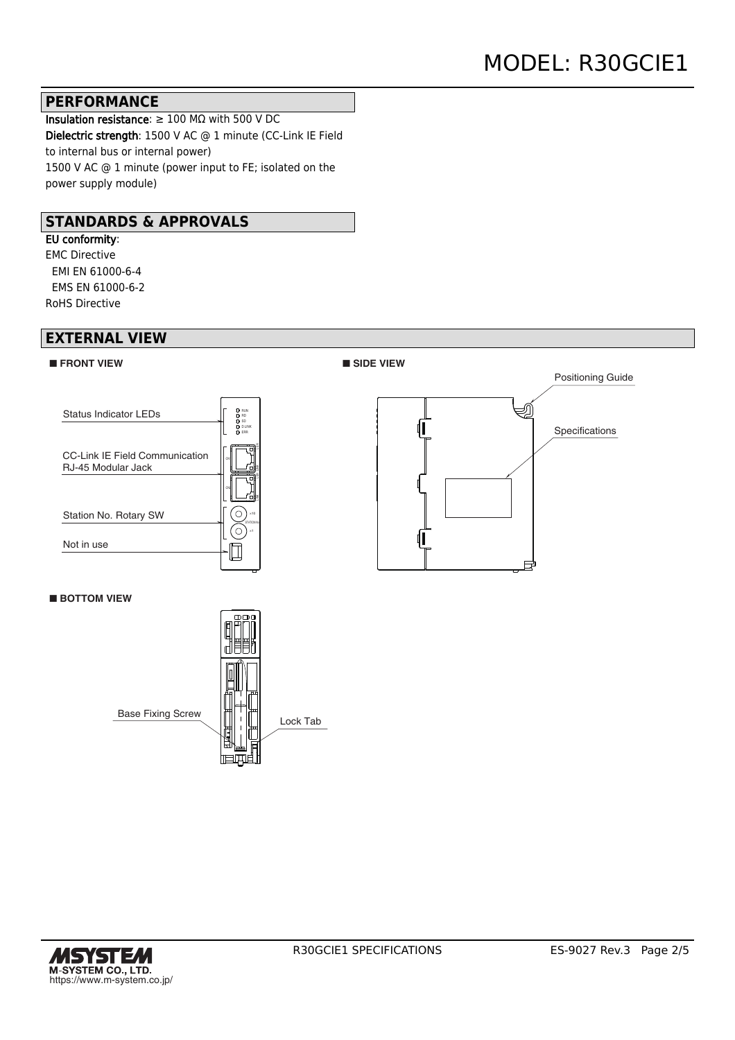## PERFORMANCE

**Insulation resistance**: ≥ 100 MΩ with 500 V DC
**Dielectric strength**: 1500 V AC @ 1 minute (CC-Link IE Field to internal bus or internal power)
1500 V AC @ 1 minute (power input to FE; isolated on the power supply module)

## STANDARDS & APPROVALS

**EU conformity**:
EMC Directive
  EMI EN 61000-6-4
  EMS EN 61000-6-2
RoHS Directive

## EXTERNAL VIEW

■ **FRONT VIEW**

Status Indicator LEDs
RUN
RD
SD
D LINK
ERR
CC-Link IE Field Communication RJ-45 Modular Jack
Station No. Rotary SW
Not in use

■ **SIDE VIEW**

Positioning Guide
Specifications

■ **BOTTOM VIEW**

Base Fixing Screw
Lock Tab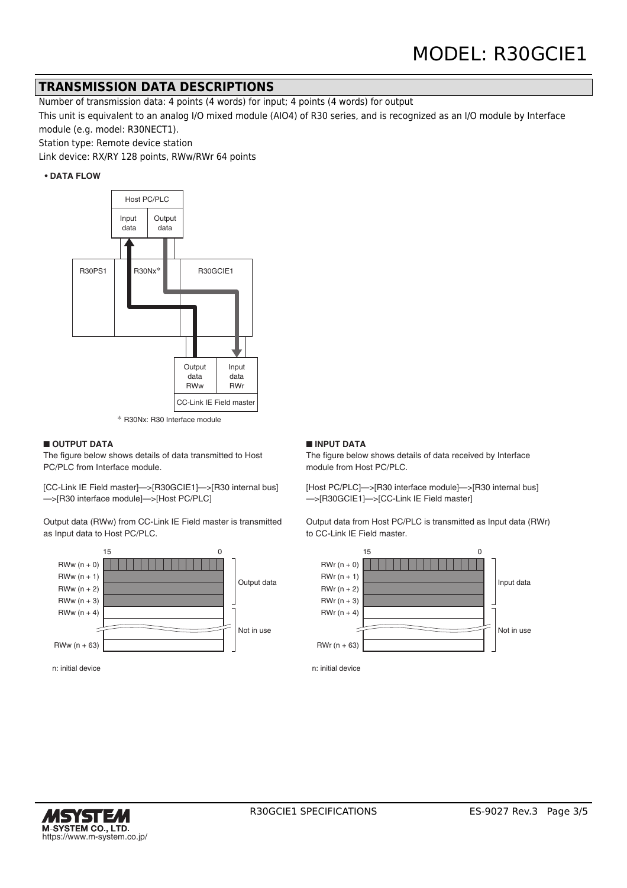## TRANSMISSION DATA DESCRIPTIONS

Number of transmission data: 4 points (4 words) for input; 4 points (4 words) for output

This unit is equivalent to an analog I/O mixed module (AIO4) of R30 series, and is recognized as an I/O module by Interface module (e.g. model: R30NECT1).

Station type: Remote device station

Link device: RX/RY 128 points, RWw/RWr 64 points

**• DATA FLOW**

Host PC/PLC

Input data

Output data

R30PS1

R30Nx*

R30GCIE1

Output data RWw

Input data RWr

CC-Link IE Field master

* R30Nx: R30 Interface module

### ■ OUTPUT DATA

The figure below shows details of data transmitted to Host PC/PLC from Interface module.

[CC-Link IE Field master]—>[R30GCIE1]—>[R30 internal bus]—>[R30 interface module]—>[Host PC/PLC]

Output data (RWw) from CC-Link IE Field master is transmitted as Input data to Host PC/PLC.

15

0

RWw (n + 0)

RWw (n + 1)

RWw (n + 2)

RWw (n + 3)

RWw (n + 4)

RWw (n + 63)

Output data

Not in use

n: initial device

### ■ INPUT DATA

The figure below shows details of data received by Interface module from Host PC/PLC.

[Host PC/PLC]—>[R30 interface module]—>[R30 internal bus]—>[R30GCIE1]—>[CC-Link IE Field master]

Output data from Host PC/PLC is transmitted as Input data (RWr) to CC-Link IE Field master.

15

0

RWr (n + 0)

RWr (n + 1)

RWr (n + 2)

RWr (n + 3)

RWr (n + 4)

RWr (n + 63)

Input data

Not in use

n: initial device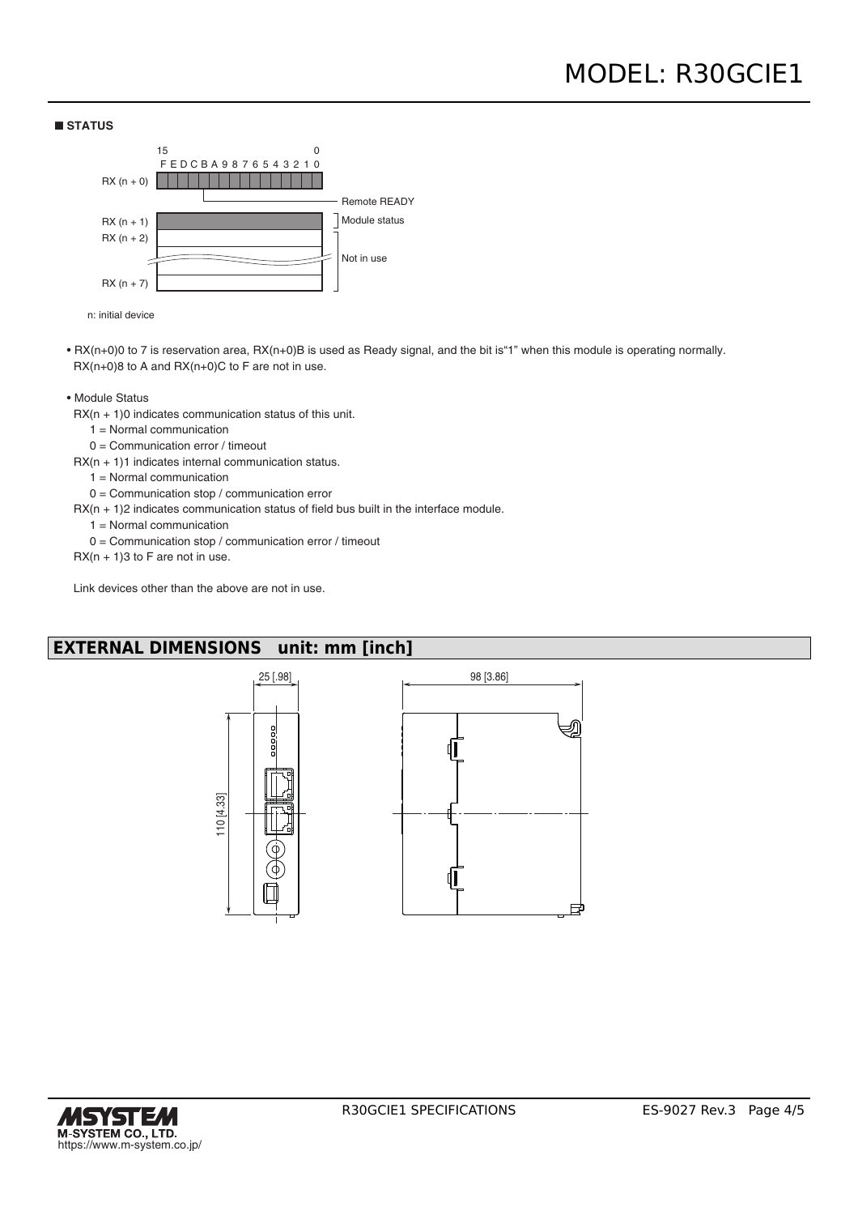■ **STATUS**

15 0
F E D C B A 9 8 7 6 5 4 3 2 1 0

RX (n + 0)
Remote READY
RX (n + 1) Module status
RX (n + 2)
Not in use
RX (n + 7)

n: initial device

- RX(n+0)0 to 7 is reservation area, RX(n+0)B is used as Ready signal, and the bit is“1” when this module is operating normally. RX(n+0)8 to A and RX(n+0)C to F are not in use.

- Module Status
  RX(n + 1)0 indicates communication status of this unit.
  1 = Normal communication
  0 = Communication error / timeout
  RX(n + 1)1 indicates internal communication status.
  1 = Normal communication
  0 = Communication stop / communication error
  RX(n + 1)2 indicates communication status of field bus built in the interface module.
  1 = Normal communication
  0 = Communication stop / communication error / timeout
  RX(n + 1)3 to F are not in use.

  Link devices other than the above are not in use.

## EXTERNAL DIMENSIONS unit: mm [inch]

25 [.98]
110 [4.33]
98 [3.86]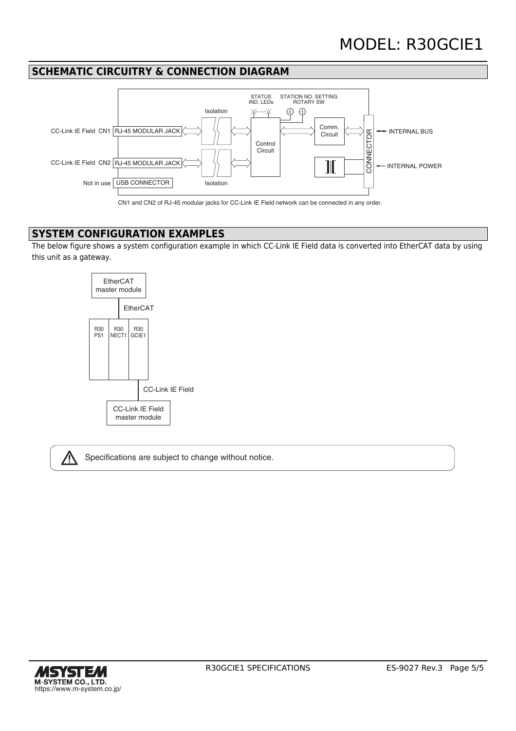## SCHEMATIC CIRCUITRY & CONNECTION DIAGRAM

CC-Link IE Field CN1
RJ-45 MODULAR JACK
CC-Link IE Field CN2
RJ-45 MODULAR JACK
Not in use
USB CONNECTOR
Isolation
Isolation
STATUS IND. LEDs
STATION NO. SETTING ROTARY SW
Control Circuit
Comm. Circuit
CONNECTOR
INTERNAL BUS
INTERNAL POWER

CN1 and CN2 of RJ-45 modular jacks for CC-Link IE Field network can be connected in any order.

## SYSTEM CONFIGURATION EXAMPLES

The below figure shows a system configuration example in which CC-Link IE Field data is converted into EtherCAT data by using this unit as a gateway.

EtherCAT master module
EtherCAT
R30 PS1
R30 NECT1
R30 GCIE1
CC-Link IE Field
CC-Link IE Field master module

⚠ Specifications are subject to change without notice.